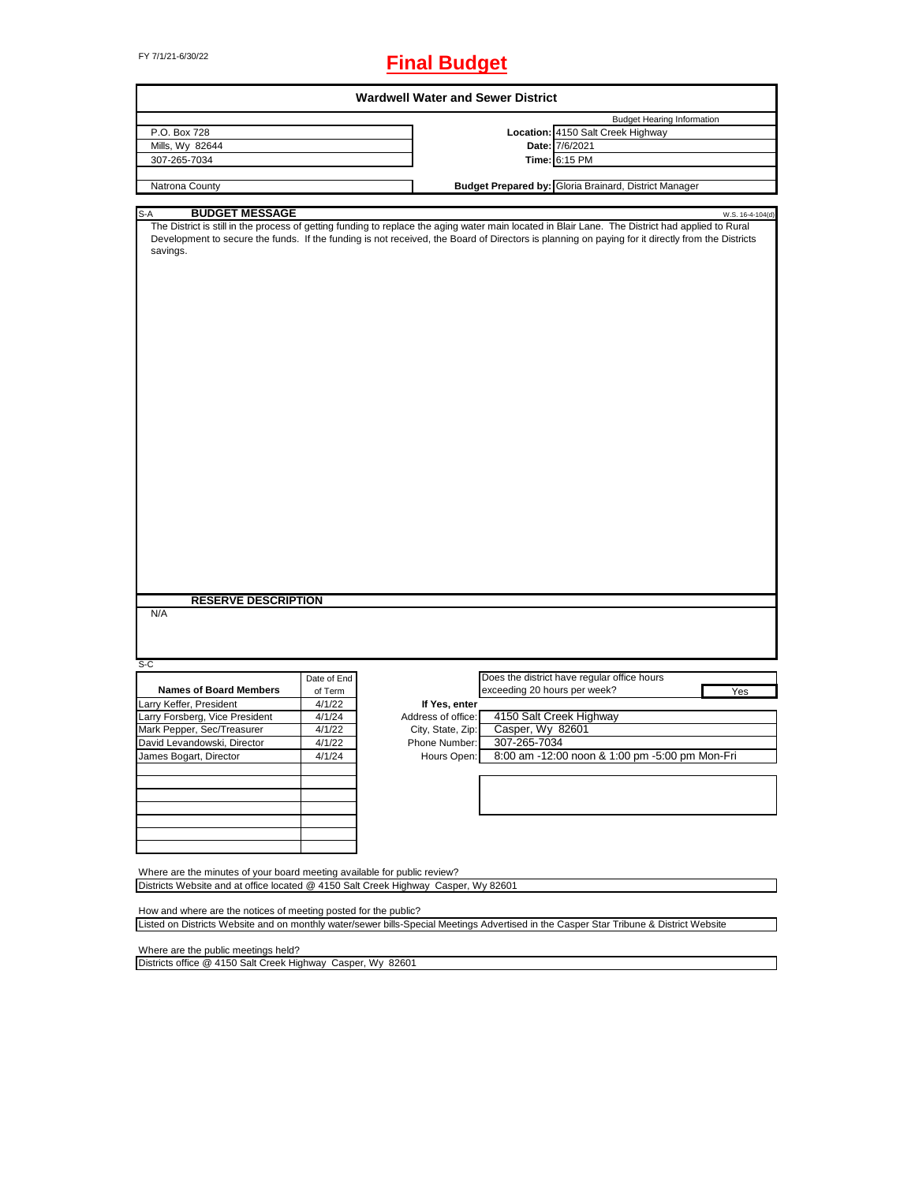FY 7/1/21-6/30/22

# Final Budget

## Wardwell Water and Sewer District

| | Budget Hearing Information | |
|---|---|---|
| P.O. Box 728 | **Location:** | 4150 Salt Creek Highway |
| Mills, Wy 82644 | **Date:** | 7/6/2021 |
| 307-265-7034 | **Time:** | 6:15 PM |
| | | |
| Natrona County | **Budget Prepared by:** | Gloria Brainard, District Manager |

S-A **BUDGET MESSAGE** W.S. 16-4-104(d)

The District is still in the process of getting funding to replace the aging water main located in Blair Lane. The District had applied to Rural Development to secure the funds. If the funding is not received, the Board of Directors is planning on paying for it directly from the Districts savings.

**RESERVE DESCRIPTION**

N/A

S-C

| Names of Board Members | Date of End of Term |
|---|---|
| Larry Keffer, President | 4/1/22 |
| Larry Forsberg, Vice President | 4/1/24 |
| Mark Pepper, Sec/Treasurer | 4/1/22 |
| David Levandowski, Director | 4/1/22 |
| James Bogart, Director | 4/1/24 |

Does the district have regular office hours exceeding 20 hours per week? Yes

**If Yes, enter**

| | |
|---|---|
| Address of office: | 4150 Salt Creek Highway |
| City, State, Zip: | Casper, Wy 82601 |
| Phone Number: | 307-265-7034 |
| Hours Open: | 8:00 am -12:00 noon & 1:00 pm -5:00 pm Mon-Fri |

Where are the minutes of your board meeting available for public review?

Districts Website and at office located @ 4150 Salt Creek Highway Casper, Wy 82601

How and where are the notices of meeting posted for the public?

Listed on Districts Website and on monthly water/sewer bills-Special Meetings Advertised in the Casper Star Tribune & District Website

Where are the public meetings held?

Districts office @ 4150 Salt Creek Highway Casper, Wy 82601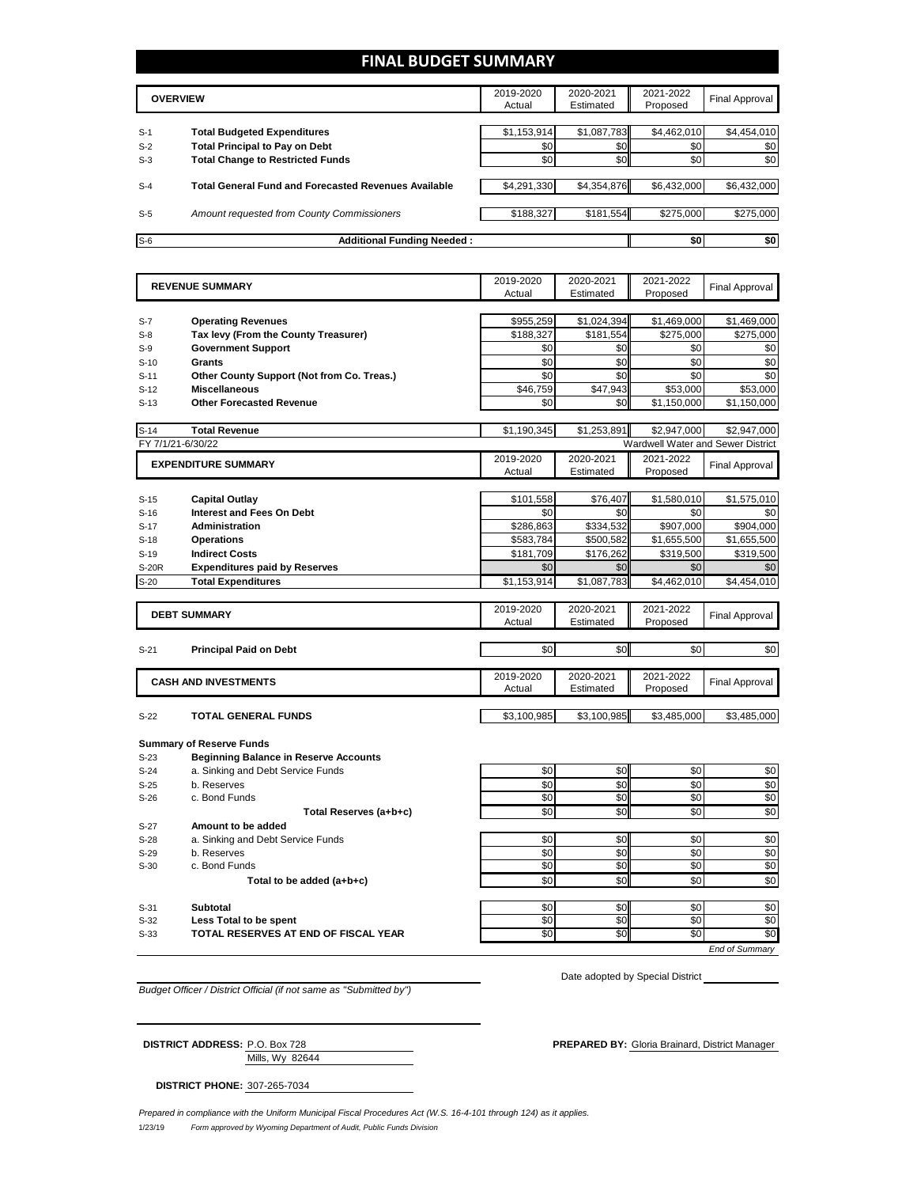# FINAL BUDGET SUMMARY

| | OVERVIEW | 2019-2020 Actual | 2020-2021 Estimated | 2021-2022 Proposed | Final Approval |
|---|---|---|---|---|---|
| S-1 | **Total Budgeted Expenditures** | $1,153,914 | $1,087,783 | $4,462,010 | $4,454,010 |
| S-2 | **Total Principal to Pay on Debt** | $0 | $0 | $0 | $0 |
| S-3 | **Total Change to Restricted Funds** | $0 | $0 | $0 | $0 |
| S-4 | **Total General Fund and Forecasted Revenues Available** | $4,291,330 | $4,354,876 | $6,432,000 | $6,432,000 |
| S-5 | *Amount requested from County Commissioners* | $188,327 | $181,554 | $275,000 | $275,000 |
| S-6 | **Additional Funding Needed :** | | | $0 | $0 |

| | REVENUE SUMMARY | 2019-2020 Actual | 2020-2021 Estimated | 2021-2022 Proposed | Final Approval |
|---|---|---|---|---|---|
| S-7 | **Operating Revenues** | $955,259 | $1,024,394 | $1,469,000 | $1,469,000 |
| S-8 | **Tax levy (From the County Treasurer)** | $188,327 | $181,554 | $275,000 | $275,000 |
| S-9 | **Government Support** | $0 | $0 | $0 | $0 |
| S-10 | **Grants** | $0 | $0 | $0 | $0 |
| S-11 | **Other County Support (Not from Co. Treas.)** | $0 | $0 | $0 | $0 |
| S-12 | **Miscellaneous** | $46,759 | $47,943 | $53,000 | $53,000 |
| S-13 | **Other Forecasted Revenue** | $0 | $0 | $1,150,000 | $1,150,000 |
| S-14 | **Total Revenue** | $1,190,345 | $1,253,891 | $2,947,000 | $2,947,000 |

FY 7/1/21-6/30/22 — Wardwell Water and Sewer District

| | EXPENDITURE SUMMARY | 2019-2020 Actual | 2020-2021 Estimated | 2021-2022 Proposed | Final Approval |
|---|---|---|---|---|---|
| S-15 | **Capital Outlay** | $101,558 | $76,407 | $1,580,010 | $1,575,010 |
| S-16 | **Interest and Fees On Debt** | $0 | $0 | $0 | $0 |
| S-17 | **Administration** | $286,863 | $334,532 | $907,000 | $904,000 |
| S-18 | **Operations** | $583,784 | $500,582 | $1,655,500 | $1,655,500 |
| S-19 | **Indirect Costs** | $181,709 | $176,262 | $319,500 | $319,500 |
| S-20R | **Expenditures paid by Reserves** | $0 | $0 | $0 | $0 |
| S-20 | **Total Expenditures** | $1,153,914 | $1,087,783 | $4,462,010 | $4,454,010 |

| | DEBT SUMMARY | 2019-2020 Actual | 2020-2021 Estimated | 2021-2022 Proposed | Final Approval |
|---|---|---|---|---|---|
| S-21 | **Principal Paid on Debt** | $0 | $0 | $0 | $0 |

| | CASH AND INVESTMENTS | 2019-2020 Actual | 2020-2021 Estimated | 2021-2022 Proposed | Final Approval |
|---|---|---|---|---|---|
| S-22 | **TOTAL GENERAL FUNDS** | $3,100,985 | $3,100,985 | $3,485,000 | $3,485,000 |

**Summary of Reserve Funds**

| | | 2019-2020 Actual | 2020-2021 Estimated | 2021-2022 Proposed | Final Approval |
|---|---|---|---|---|---|
| S-23 | **Beginning Balance in Reserve Accounts** | | | | |
| S-24 | a. Sinking and Debt Service Funds | $0 | $0 | $0 | $0 |
| S-25 | b. Reserves | $0 | $0 | $0 | $0 |
| S-26 | c. Bond Funds | $0 | $0 | $0 | $0 |
| | **Total Reserves (a+b+c)** | $0 | $0 | $0 | $0 |
| S-27 | **Amount to be added** | | | | |
| S-28 | a. Sinking and Debt Service Funds | $0 | $0 | $0 | $0 |
| S-29 | b. Reserves | $0 | $0 | $0 | $0 |
| S-30 | c. Bond Funds | $0 | $0 | $0 | $0 |
| | **Total to be added (a+b+c)** | $0 | $0 | $0 | $0 |
| S-31 | **Subtotal** | $0 | $0 | $0 | $0 |
| S-32 | **Less Total to be spent** | $0 | $0 | $0 | $0 |
| S-33 | **TOTAL RESERVES AT END OF FISCAL YEAR** | $0 | $0 | $0 | $0 |

*End of Summary*

*Budget Officer / District Official (if not same as "Submitted by")*

Date adopted by Special District

**DISTRICT ADDRESS:** P.O. Box 728
Mills, Wy 82644

**PREPARED BY:** Gloria Brainard, District Manager

**DISTRICT PHONE:** 307-265-7034

*Prepared in compliance with the Uniform Municipal Fiscal Procedures Act (W.S. 16-4-101 through 124) as it applies.*

1/23/19 *Form approved by Wyoming Department of Audit, Public Funds Division*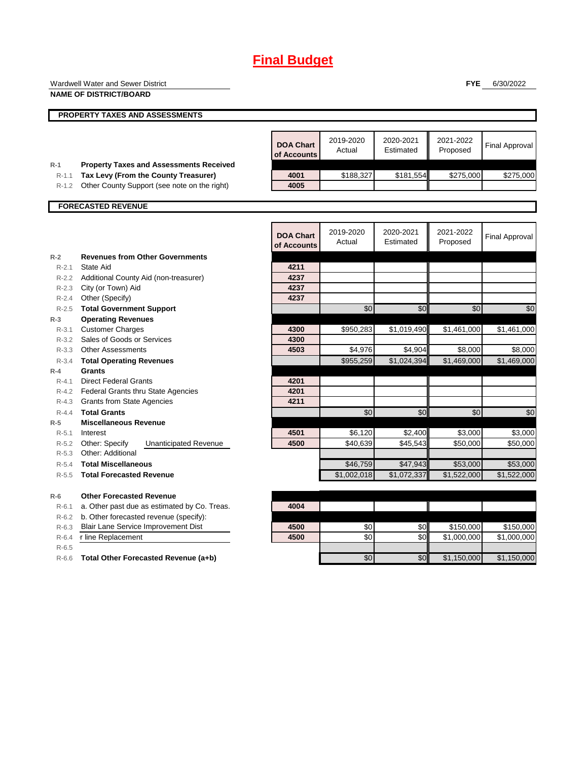# Final Budget

Wardwell Water and Sewer District
**NAME OF DISTRICT/BOARD**

**FYE** 6/30/2022

## PROPERTY TAXES AND ASSESSMENTS

| | | DOA Chart of Accounts | 2019-2020 Actual | 2020-2021 Estimated | 2021-2022 Proposed | Final Approval |
|---|---|---|---|---|---|---|
| R-1 | **Property Taxes and Assessments Received** | | | | | |
| R-1.1 | **Tax Levy (From the County Treasurer)** | 4001 | $188,327 | $181,554 | $275,000 | $275,000 |
| R-1.2 | Other County Support (see note on the right) | 4005 | | | | |

## FORECASTED REVENUE

| | | DOA Chart of Accounts | 2019-2020 Actual | 2020-2021 Estimated | 2021-2022 Proposed | Final Approval |
|---|---|---|---|---|---|---|
| R-2 | **Revenues from Other Governments** | | | | | |
| R-2.1 | State Aid | 4211 | | | | |
| R-2.2 | Additional County Aid (non-treasurer) | 4237 | | | | |
| R-2.3 | City (or Town) Aid | 4237 | | | | |
| R-2.4 | Other (Specify) | 4237 | | | | |
| R-2.5 | **Total Government Support** | | $0 | $0 | $0 | $0 |
| R-3 | **Operating Revenues** | | | | | |
| R-3.1 | Customer Charges | 4300 | $950,283 | $1,019,490 | $1,461,000 | $1,461,000 |
| R-3.2 | Sales of Goods or Services | 4300 | | | | |
| R-3.3 | Other Assessments | 4503 | $4,976 | $4,904 | $8,000 | $8,000 |
| R-3.4 | **Total Operating Revenues** | | $955,259 | $1,024,394 | $1,469,000 | $1,469,000 |
| R-4 | **Grants** | | | | | |
| R-4.1 | Direct Federal Grants | 4201 | | | | |
| R-4.2 | Federal Grants thru State Agencies | 4201 | | | | |
| R-4.3 | Grants from State Agencies | 4211 | | | | |
| R-4.4 | **Total Grants** | | $0 | $0 | $0 | $0 |
| R-5 | **Miscellaneous Revenue** | | | | | |
| R-5.1 | Interest | 4501 | $6,120 | $2,400 | $3,000 | $3,000 |
| R-5.2 | Other: Specify Unanticipated Revenue | 4500 | $40,639 | $45,543 | $50,000 | $50,000 |
| R-5.3 | Other: Additional | | | | | |
| R-5.4 | **Total Miscellaneous** | | $46,759 | $47,943 | $53,000 | $53,000 |
| R-5.5 | **Total Forecasted Revenue** | | $1,002,018 | $1,072,337 | $1,522,000 | $1,522,000 |
| R-6 | **Other Forecasted Revenue** | | | | | |
| R-6.1 | a. Other past due as estimated by Co. Treas. | 4004 | | | | |
| R-6.2 | b. Other forecasted revenue (specify): | | | | | |
| R-6.3 | Blair Lane Service Improvement Dist | 4500 | $0 | $0 | $150,000 | $150,000 |
| R-6.4 | r line Replacement | 4500 | $0 | $0 | $1,000,000 | $1,000,000 |
| R-6.5 | | | | | | |
| R-6.6 | **Total Other Forecasted Revenue (a+b)** | | $0 | $0 | $1,150,000 | $1,150,000 |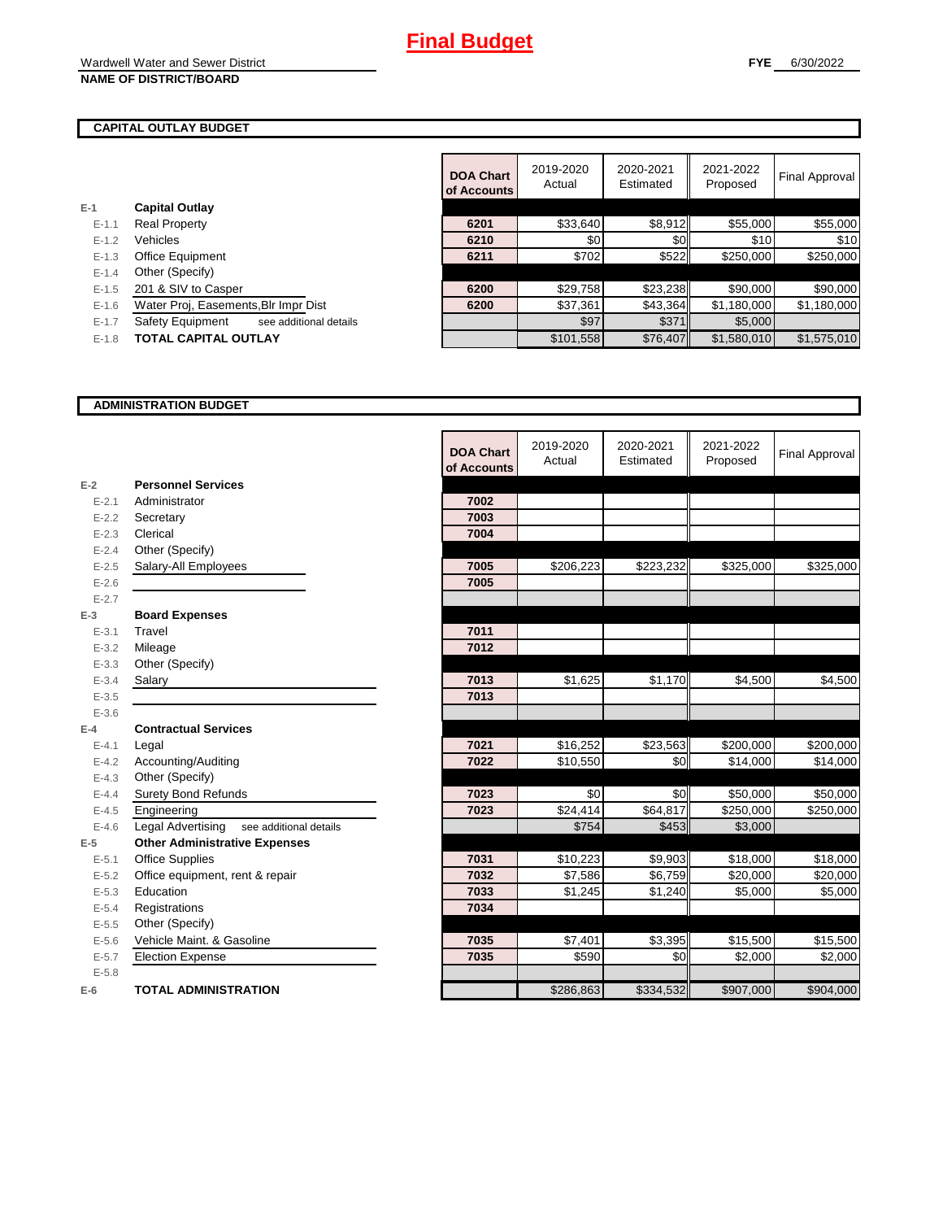# Final Budget

Wardwell Water and Sewer District
**NAME OF DISTRICT/BOARD**

**FYE** 6/30/2022

## CAPITAL OUTLAY BUDGET

| | | DOA Chart of Accounts | 2019-2020 Actual | 2020-2021 Estimated | 2021-2022 Proposed | Final Approval |
|---|---|---|---|---|---|---|
| E-1 | **Capital Outlay** | | | | | |
| E-1.1 | Real Property | 6201 | $33,640 | $8,912 | $55,000 | $55,000 |
| E-1.2 | Vehicles | 6210 | $0 | $0 | $10 | $10 |
| E-1.3 | Office Equipment | 6211 | $702 | $522 | $250,000 | $250,000 |
| E-1.4 | Other (Specify) | | | | | |
| E-1.5 | 201 & SIV to Casper | 6200 | $29,758 | $23,238 | $90,000 | $90,000 |
| E-1.6 | Water Proj, Easements,Blr Impr Dist | 6200 | $37,361 | $43,364 | $1,180,000 | $1,180,000 |
| E-1.7 | Safety Equipment see additional details | | $97 | $371 | $5,000 | |
| E-1.8 | **TOTAL CAPITAL OUTLAY** | | $101,558 | $76,407 | $1,580,010 | $1,575,010 |

## ADMINISTRATION BUDGET

| | | DOA Chart of Accounts | 2019-2020 Actual | 2020-2021 Estimated | 2021-2022 Proposed | Final Approval |
|---|---|---|---|---|---|---|
| E-2 | **Personnel Services** | | | | | |
| E-2.1 | Administrator | 7002 | | | | |
| E-2.2 | Secretary | 7003 | | | | |
| E-2.3 | Clerical | 7004 | | | | |
| E-2.4 | Other (Specify) | | | | | |
| E-2.5 | Salary-All Employees | 7005 | $206,223 | $223,232 | $325,000 | $325,000 |
| E-2.6 | | 7005 | | | | |
| E-2.7 | | | | | | |
| E-3 | **Board Expenses** | | | | | |
| E-3.1 | Travel | 7011 | | | | |
| E-3.2 | Mileage | 7012 | | | | |
| E-3.3 | Other (Specify) | | | | | |
| E-3.4 | Salary | 7013 | $1,625 | $1,170 | $4,500 | $4,500 |
| E-3.5 | | 7013 | | | | |
| E-3.6 | | | | | | |
| E-4 | **Contractual Services** | | | | | |
| E-4.1 | Legal | 7021 | $16,252 | $23,563 | $200,000 | $200,000 |
| E-4.2 | Accounting/Auditing | 7022 | $10,550 | $0 | $14,000 | $14,000 |
| E-4.3 | Other (Specify) | | | | | |
| E-4.4 | Surety Bond Refunds | 7023 | $0 | $0 | $50,000 | $50,000 |
| E-4.5 | Engineering | 7023 | $24,414 | $64,817 | $250,000 | $250,000 |
| E-4.6 | Legal Advertising see additional details | | $754 | $453 | $3,000 | |
| E-5 | **Other Administrative Expenses** | | | | | |
| E-5.1 | Office Supplies | 7031 | $10,223 | $9,903 | $18,000 | $18,000 |
| E-5.2 | Office equipment, rent & repair | 7032 | $7,586 | $6,759 | $20,000 | $20,000 |
| E-5.3 | Education | 7033 | $1,245 | $1,240 | $5,000 | $5,000 |
| E-5.4 | Registrations | 7034 | | | | |
| E-5.5 | Other (Specify) | | | | | |
| E-5.6 | Vehicle Maint. & Gasoline | 7035 | $7,401 | $3,395 | $15,500 | $15,500 |
| E-5.7 | Election Expense | 7035 | $590 | $0 | $2,000 | $2,000 |
| E-5.8 | | | | | | |
| E-6 | **TOTAL ADMINISTRATION** | | $286,863 | $334,532 | $907,000 | $904,000 |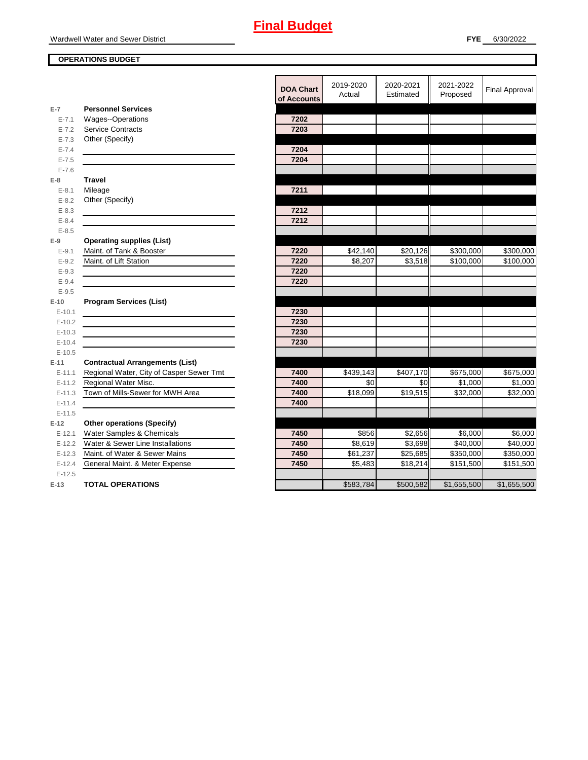# Final Budget

Wardwell Water and Sewer District

**FYE** 6/30/2022

**OPERATIONS BUDGET**

| | | DOA Chart of Accounts | 2019-2020 Actual | 2020-2021 Estimated | 2021-2022 Proposed | Final Approval |
|---|---|---|---|---|---|---|
| **E-7** | **Personnel Services** | | | | | |
| E-7.1 | Wages--Operations | 7202 | | | | |
| E-7.2 | Service Contracts | 7203 | | | | |
| E-7.3 | Other (Specify) | | | | | |
| E-7.4 | | 7204 | | | | |
| E-7.5 | | 7204 | | | | |
| E-7.6 | | | | | | |
| **E-8** | **Travel** | | | | | |
| E-8.1 | Mileage | 7211 | | | | |
| E-8.2 | Other (Specify) | | | | | |
| E-8.3 | | 7212 | | | | |
| E-8.4 | | 7212 | | | | |
| E-8.5 | | | | | | |
| **E-9** | **Operating supplies (List)** | | | | | |
| E-9.1 | Maint. of Tank & Booster | 7220 | $42,140 | $20,126 | $300,000 | $300,000 |
| E-9.2 | Maint. of Lift Station | 7220 | $8,207 | $3,518 | $100,000 | $100,000 |
| E-9.3 | | 7220 | | | | |
| E-9.4 | | 7220 | | | | |
| E-9.5 | | | | | | |
| **E-10** | **Program Services (List)** | | | | | |
| E-10.1 | | 7230 | | | | |
| E-10.2 | | 7230 | | | | |
| E-10.3 | | 7230 | | | | |
| E-10.4 | | 7230 | | | | |
| E-10.5 | | | | | | |
| **E-11** | **Contractual Arrangements (List)** | | | | | |
| E-11.1 | Regional Water, City of Casper Sewer Tmt | 7400 | $439,143 | $407,170 | $675,000 | $675,000 |
| E-11.2 | Regional Water Misc. | 7400 | $0 | $0 | $1,000 | $1,000 |
| E-11.3 | Town of Mills-Sewer for MWH Area | 7400 | $18,099 | $19,515 | $32,000 | $32,000 |
| E-11.4 | | 7400 | | | | |
| E-11.5 | | | | | | |
| **E-12** | **Other operations (Specify)** | | | | | |
| E-12.1 | Water Samples & Chemicals | 7450 | $856 | $2,656 | $6,000 | $6,000 |
| E-12.2 | Water & Sewer Line Installations | 7450 | $8,619 | $3,698 | $40,000 | $40,000 |
| E-12.3 | Maint. of Water & Sewer Mains | 7450 | $61,237 | $25,685 | $350,000 | $350,000 |
| E-12.4 | General Maint. & Meter Expense | 7450 | $5,483 | $18,214 | $151,500 | $151,500 |
| E-12.5 | | | | | | |
| **E-13** | **TOTAL OPERATIONS** | | $583,784 | $500,582 | $1,655,500 | $1,655,500 |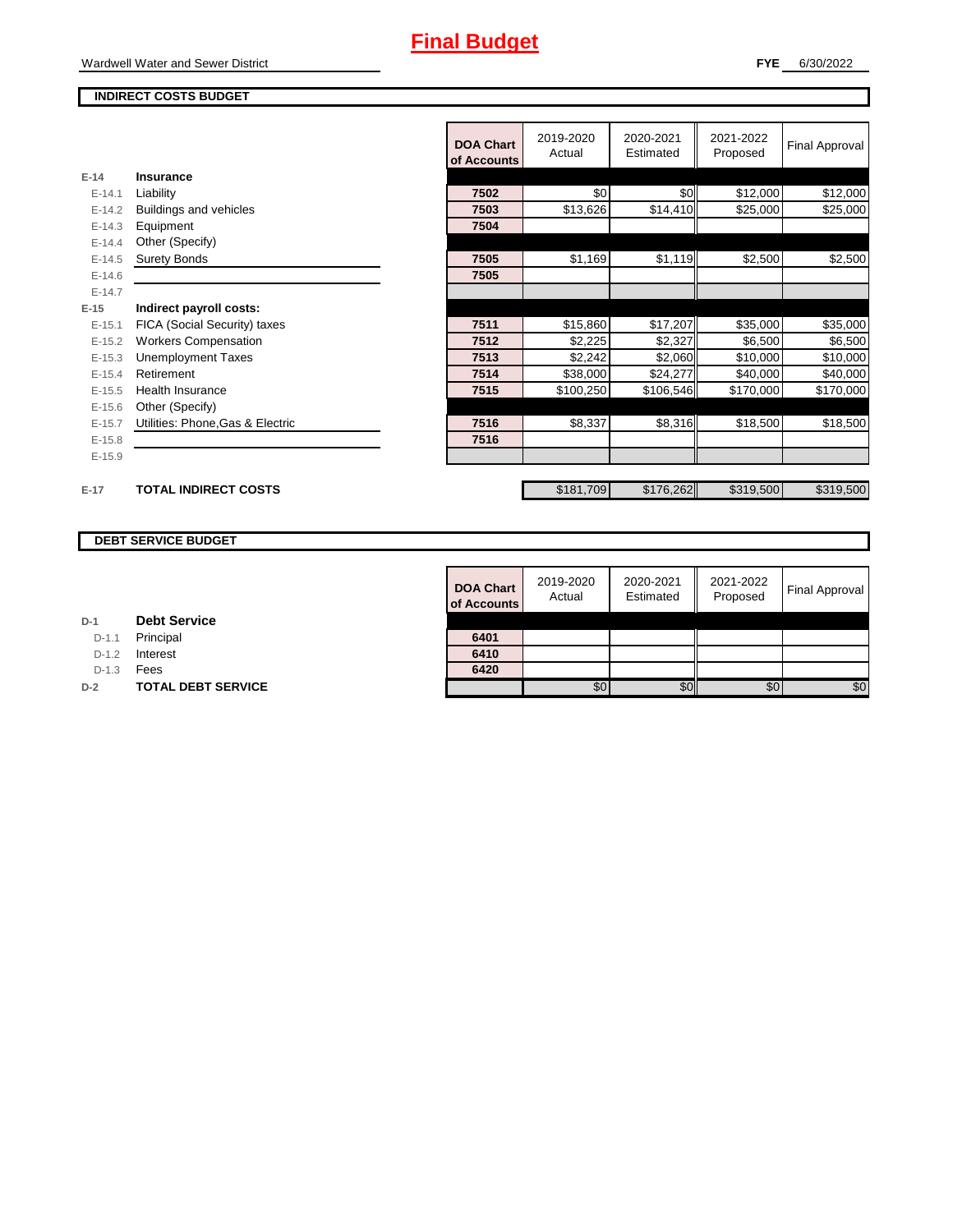# Final Budget

Wardwell Water and Sewer District

**FYE** 6/30/2022

## INDIRECT COSTS BUDGET

| | | DOA Chart of Accounts | 2019-2020 Actual | 2020-2021 Estimated | 2021-2022 Proposed | Final Approval |
|---|---|---|---|---|---|---|
| E-14 | **Insurance** | | | | | |
| E-14.1 | Liability | 7502 | $0 | $0 | $12,000 | $12,000 |
| E-14.2 | Buildings and vehicles | 7503 | $13,626 | $14,410 | $25,000 | $25,000 |
| E-14.3 | Equipment | 7504 | | | | |
| E-14.4 | Other (Specify) | | | | | |
| E-14.5 | Surety Bonds | 7505 | $1,169 | $1,119 | $2,500 | $2,500 |
| E-14.6 | | 7505 | | | | |
| E-14.7 | | | | | | |
| E-15 | **Indirect payroll costs:** | | | | | |
| E-15.1 | FICA (Social Security) taxes | 7511 | $15,860 | $17,207 | $35,000 | $35,000 |
| E-15.2 | Workers Compensation | 7512 | $2,225 | $2,327 | $6,500 | $6,500 |
| E-15.3 | Unemployment Taxes | 7513 | $2,242 | $2,060 | $10,000 | $10,000 |
| E-15.4 | Retirement | 7514 | $38,000 | $24,277 | $40,000 | $40,000 |
| E-15.5 | Health Insurance | 7515 | $100,250 | $106,546 | $170,000 | $170,000 |
| E-15.6 | Other (Specify) | | | | | |
| E-15.7 | Utilities: Phone,Gas & Electric | 7516 | $8,337 | $8,316 | $18,500 | $18,500 |
| E-15.8 | | 7516 | | | | |
| E-15.9 | | | | | | |
| E-17 | **TOTAL INDIRECT COSTS** | | $181,709 | $176,262 | $319,500 | $319,500 |

## DEBT SERVICE BUDGET

| | | DOA Chart of Accounts | 2019-2020 Actual | 2020-2021 Estimated | 2021-2022 Proposed | Final Approval |
|---|---|---|---|---|---|---|
| D-1 | **Debt Service** | | | | | |
| D-1.1 | Principal | 6401 | | | | |
| D-1.2 | Interest | 6410 | | | | |
| D-1.3 | Fees | 6420 | | | | |
| D-2 | **TOTAL DEBT SERVICE** | | $0 | $0 | $0 | $0 |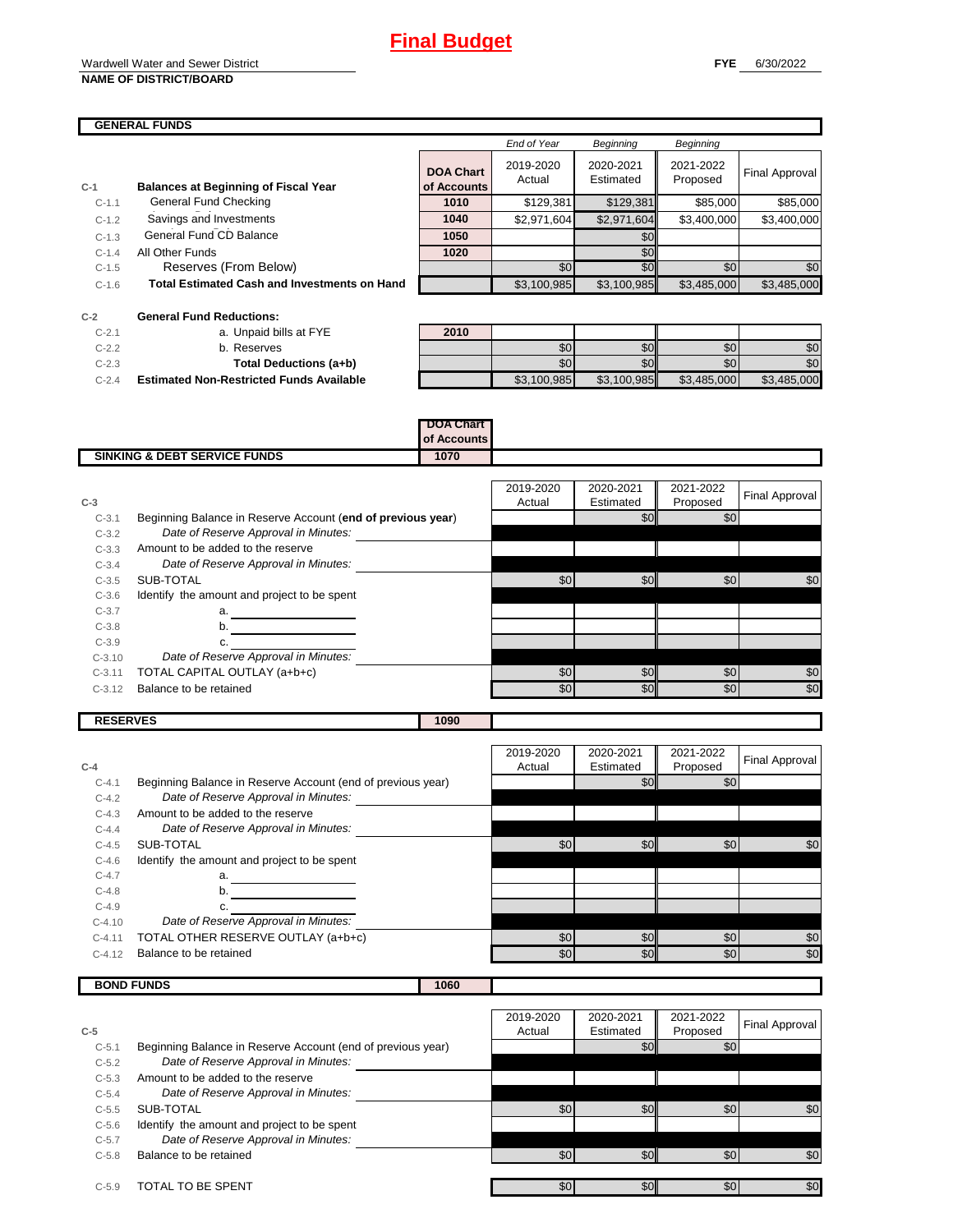# Final Budget

Wardwell Water and Sewer District
**NAME OF DISTRICT/BOARD**

**FYE** 6/30/2022

## GENERAL FUNDS

| | | DOA Chart of Accounts | End of Year 2019-2020 Actual | Beginning 2020-2021 Estimated | Beginning 2021-2022 Proposed | Final Approval |
|---|---|---|---|---|---|---|
| **C-1** | **Balances at Beginning of Fiscal Year** | | | | | |
| C-1.1 | General Fund Checking | **1010** | $129,381 | $129,381 | $85,000 | $85,000 |
| C-1.2 | Savings and Investments | **1040** | $2,971,604 | $2,971,604 | $3,400,000 | $3,400,000 |
| C-1.3 | General Fund CD Balance | **1050** | | $0 | | |
| C-1.4 | All Other Funds | **1020** | | $0 | | |
| C-1.5 | Reserves (From Below) | | $0 | $0 | $0 | $0 |
| C-1.6 | **Total Estimated Cash and Investments on Hand** | | $3,100,985 | $3,100,985 | $3,485,000 | $3,485,000 |
| **C-2** | **General Fund Reductions:** | | | | | |
| C-2.1 | a. Unpaid bills at FYE | **2010** | | | | |
| C-2.2 | b. Reserves | | $0 | $0 | $0 | $0 |
| C-2.3 | **Total Deductions (a+b)** | | $0 | $0 | $0 | $0 |
| C-2.4 | **Estimated Non-Restricted Funds Available** | | $3,100,985 | $3,100,985 | $3,485,000 | $3,485,000 |

## SINKING & DEBT SERVICE FUNDS (DOA Chart of Accounts 1070)

| **C-3** | | 2019-2020 Actual | 2020-2021 Estimated | 2021-2022 Proposed | Final Approval |
|---|---|---|---|---|---|
| C-3.1 | Beginning Balance in Reserve Account (**end of previous year**) | | $0 | $0 | |
| C-3.2 | *Date of Reserve Approval in Minutes:* | | | | |
| C-3.3 | Amount to be added to the reserve | | | | |
| C-3.4 | *Date of Reserve Approval in Minutes:* | | | | |
| C-3.5 | SUB-TOTAL | $0 | $0 | $0 | $0 |
| C-3.6 | Identify the amount and project to be spent | | | | |
| C-3.7 | a. | | | | |
| C-3.8 | b. | | | | |
| C-3.9 | c. | | | | |
| C-3.10 | *Date of Reserve Approval in Minutes:* | | | | |
| C-3.11 | TOTAL CAPITAL OUTLAY (a+b+c) | $0 | $0 | $0 | $0 |
| C-3.12 | Balance to be retained | $0 | $0 | $0 | $0 |

## RESERVES (1090)

| **C-4** | | 2019-2020 Actual | 2020-2021 Estimated | 2021-2022 Proposed | Final Approval |
|---|---|---|---|---|---|
| C-4.1 | Beginning Balance in Reserve Account (end of previous year) | | $0 | $0 | |
| C-4.2 | *Date of Reserve Approval in Minutes:* | | | | |
| C-4.3 | Amount to be added to the reserve | | | | |
| C-4.4 | *Date of Reserve Approval in Minutes:* | | | | |
| C-4.5 | SUB-TOTAL | $0 | $0 | $0 | $0 |
| C-4.6 | Identify the amount and project to be spent | | | | |
| C-4.7 | a. | | | | |
| C-4.8 | b. | | | | |
| C-4.9 | c. | | | | |
| C-4.10 | *Date of Reserve Approval in Minutes:* | | | | |
| C-4.11 | TOTAL OTHER RESERVE OUTLAY (a+b+c) | $0 | $0 | $0 | $0 |
| C-4.12 | Balance to be retained | $0 | $0 | $0 | $0 |

## BOND FUNDS (1060)

| **C-5** | | 2019-2020 Actual | 2020-2021 Estimated | 2021-2022 Proposed | Final Approval |
|---|---|---|---|---|---|
| C-5.1 | Beginning Balance in Reserve Account (end of previous year) | | $0 | $0 | |
| C-5.2 | *Date of Reserve Approval in Minutes:* | | | | |
| C-5.3 | Amount to be added to the reserve | | | | |
| C-5.4 | *Date of Reserve Approval in Minutes:* | | | | |
| C-5.5 | SUB-TOTAL | $0 | $0 | $0 | $0 |
| C-5.6 | Identify the amount and project to be spent | | | | |
| C-5.7 | *Date of Reserve Approval in Minutes:* | | | | |
| C-5.8 | Balance to be retained | $0 | $0 | $0 | $0 |
| C-5.9 | TOTAL TO BE SPENT | $0 | $0 | $0 | $0 |